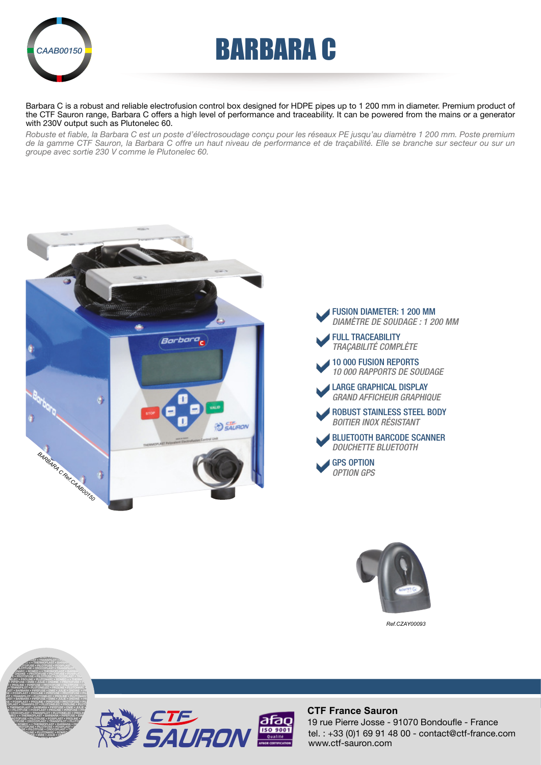CAAB00150

# BARBARA C

Barbara C is a robust and reliable electrofusion control box designed for HDPE pipes up to 1 200 mm in diameter. Premium product of the CTF Sauron range, Barbara C offers a high level of performance and traceability. It can be powered from the mains or a generator with 230V output such as Plutonelec 60.

*Robuste et fiable, la Barbara C est un poste d'électrosoudage conçu pour les réseaux PE jusqu'au diamètre 1 200 mm. Poste premium de la gamme CTF Sauron, la Barbara C offre un haut niveau de performance et de traçabilité. Elle se branche sur secteur ou sur un groupe avec sortie 230 V comme le Plutonelec 60.*

BARBARA C Ref.CAAB00150

- **FUSION DIAMETER: 1 200 MM**
  *DIAMÈTRE DE SOUDAGE : 1 200 MM*
- **FULL TRACEABILITY**
  *TRAÇABILITÉ COMPLÈTE*
- **10 000 FUSION REPORTS**
  *10 000 RAPPORTS DE SOUDAGE*
- **LARGE GRAPHICAL DISPLAY**
  *GRAND AFFICHEUR GRAPHIQUE*
- **ROBUST STAINLESS STEEL BODY**
  *BOITIER INOX RÉSISTANT*
- **BLUETOOTH BARCODE SCANNER**
  *DOUCHETTE BLUETOOTH*
- **GPS OPTION**
  *OPTION GPS*

Ref.CZAY00093

**CTF France Sauron**
19 rue Pierre Josse - 91070 Bondoufle - France
tel. : +33 (0)1 69 91 48 00 - contact@ctf-france.com
www.ctf-sauron.com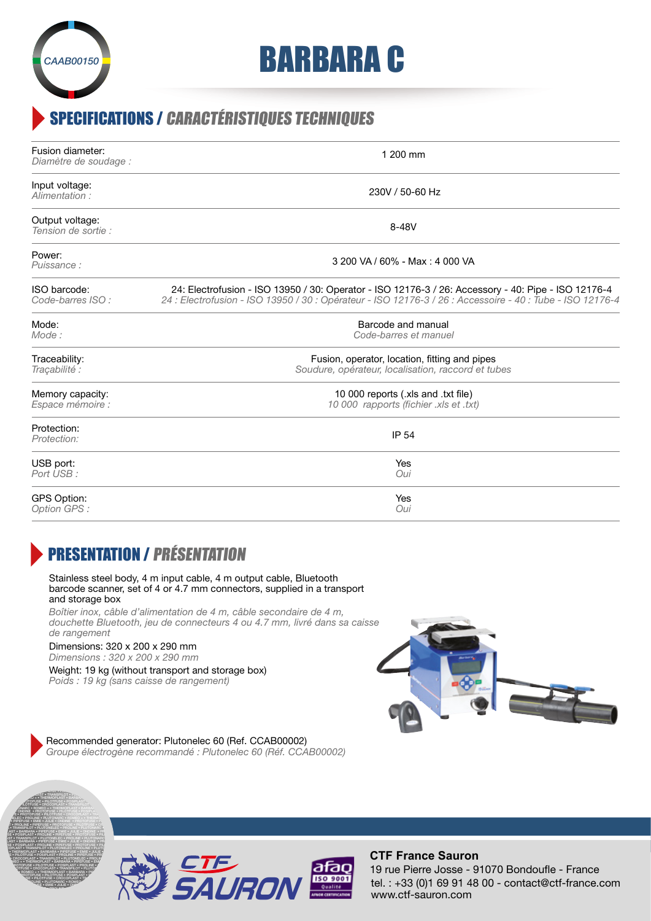CAAB00150

# BARBARA C

## SPECIFICATIONS / *CARACTÉRISTIQUES TECHNIQUES*

| | |
|---|---|
| Fusion diameter:<br>*Diamètre de soudage :* | 1 200 mm |
| Input voltage:<br>*Alimentation :* | 230V / 50-60 Hz |
| Output voltage:<br>*Tension de sortie :* | 8-48V |
| Power:<br>*Puissance :* | 3 200 VA / 60% - Max : 4 000 VA |
| ISO barcode:<br>*Code-barres ISO :* | 24: Electrofusion - ISO 13950 / 30: Operator - ISO 12176-3 / 26: Accessory - 40: Pipe - ISO 12176-4<br>*24 : Electrofusion - ISO 13950 / 30 : Opérateur - ISO 12176-3 / 26 : Accessoire - 40 : Tube - ISO 12176-4* |
| Mode:<br>*Mode :* | Barcode and manual<br>*Code-barres et manuel* |
| Traceability:<br>*Traçabilité :* | Fusion, operator, location, fitting and pipes<br>*Soudure, opérateur, localisation, raccord et tubes* |
| Memory capacity:<br>*Espace mémoire :* | 10 000 reports (.xls and .txt file)<br>*10 000 rapports (fichier .xls et .txt)* |
| Protection:<br>*Protection:* | IP 54 |
| USB port:<br>*Port USB :* | Yes<br>*Oui* |
| GPS Option:<br>*Option GPS :* | Yes<br>*Oui* |

## PRESENTATION / *PRÉSENTATION*

Stainless steel body, 4 m input cable, 4 m output cable, Bluetooth barcode scanner, set of 4 or 4.7 mm connectors, supplied in a transport and storage box

*Boîtier inox, câble d'alimentation de 4 m, câble secondaire de 4 m, douchette Bluetooth, jeu de connecteurs 4 ou 4.7 mm, livré dans sa caisse de rangement*

Dimensions: 320 x 200 x 290 mm

*Dimensions : 320 x 200 x 290 mm*

Weight: 19 kg (without transport and storage box)

*Poids : 19 kg (sans caisse de rangement)*

Recommended generator: Plutonelec 60 (Ref. CCAB00002)

*Groupe électrogène recommandé : Plutonelec 60 (Réf. CCAB00002)*

**CTF France Sauron**
19 rue Pierre Josse - 91070 Bondoufle - France
tel. : +33 (0)1 69 91 48 00 - contact@ctf-france.com
www.ctf-sauron.com